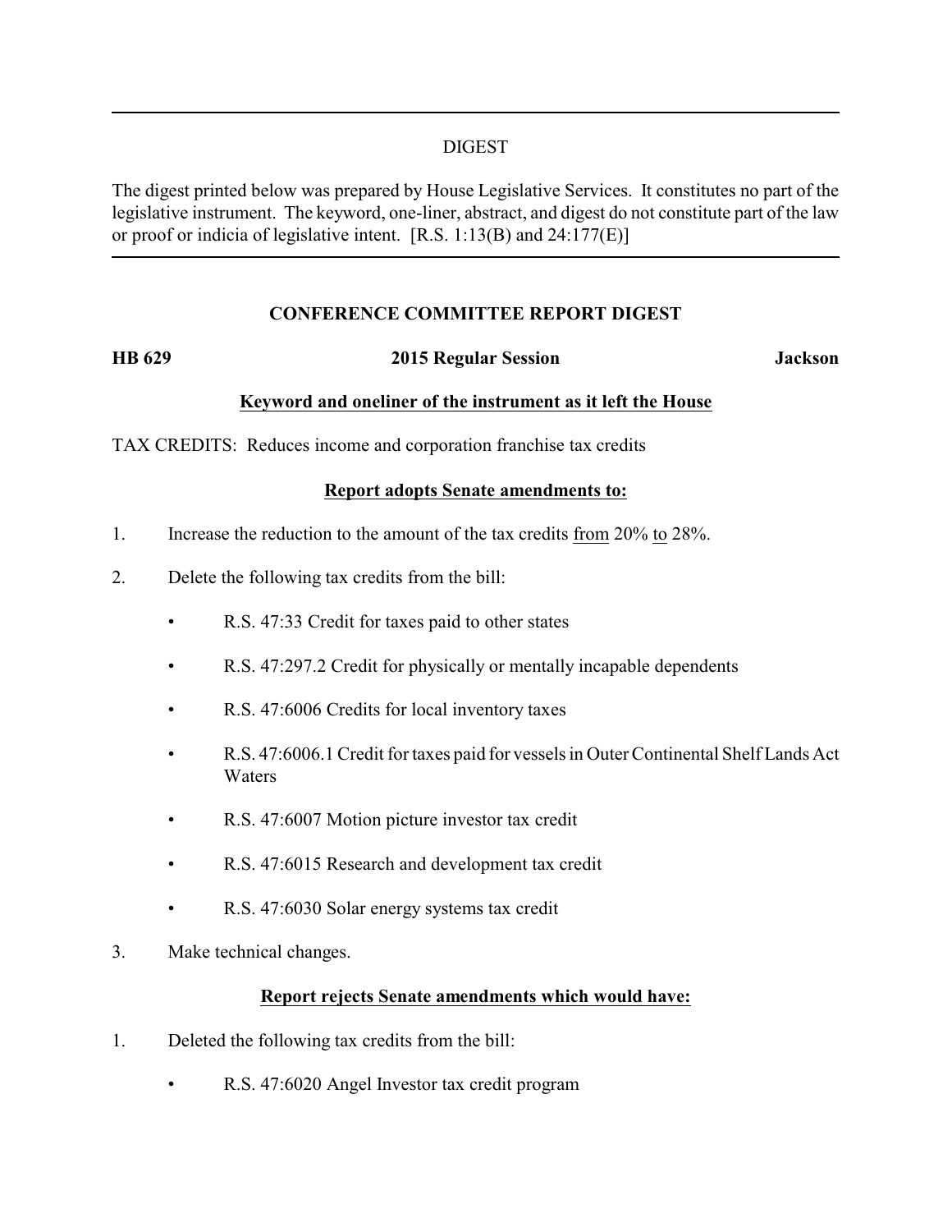---

DIGEST

The digest printed below was prepared by House Legislative Services. It constitutes no part of the legislative instrument. The keyword, one-liner, abstract, and digest do not constitute part of the law or proof or indicia of legislative intent. [R.S. 1:13(B) and 24:177(E)]

---

## CONFERENCE COMMITTEE REPORT DIGEST

**HB 629** **2015 Regular Session** **Jackson**

**Keyword and oneliner of the instrument as it left the House**

TAX CREDITS: Reduces income and corporation franchise tax credits

**Report adopts Senate amendments to:**

1. Increase the reduction to the amount of the tax credits from 20% to 28%.

2. Delete the following tax credits from the bill:

   - R.S. 47:33 Credit for taxes paid to other states
   - R.S. 47:297.2 Credit for physically or mentally incapable dependents
   - R.S. 47:6006 Credits for local inventory taxes
   - R.S. 47:6006.1 Credit for taxes paid for vessels in Outer Continental Shelf Lands Act Waters
   - R.S. 47:6007 Motion picture investor tax credit
   - R.S. 47:6015 Research and development tax credit
   - R.S. 47:6030 Solar energy systems tax credit

3. Make technical changes.

**Report rejects Senate amendments which would have:**

1. Deleted the following tax credits from the bill:

   - R.S. 47:6020 Angel Investor tax credit program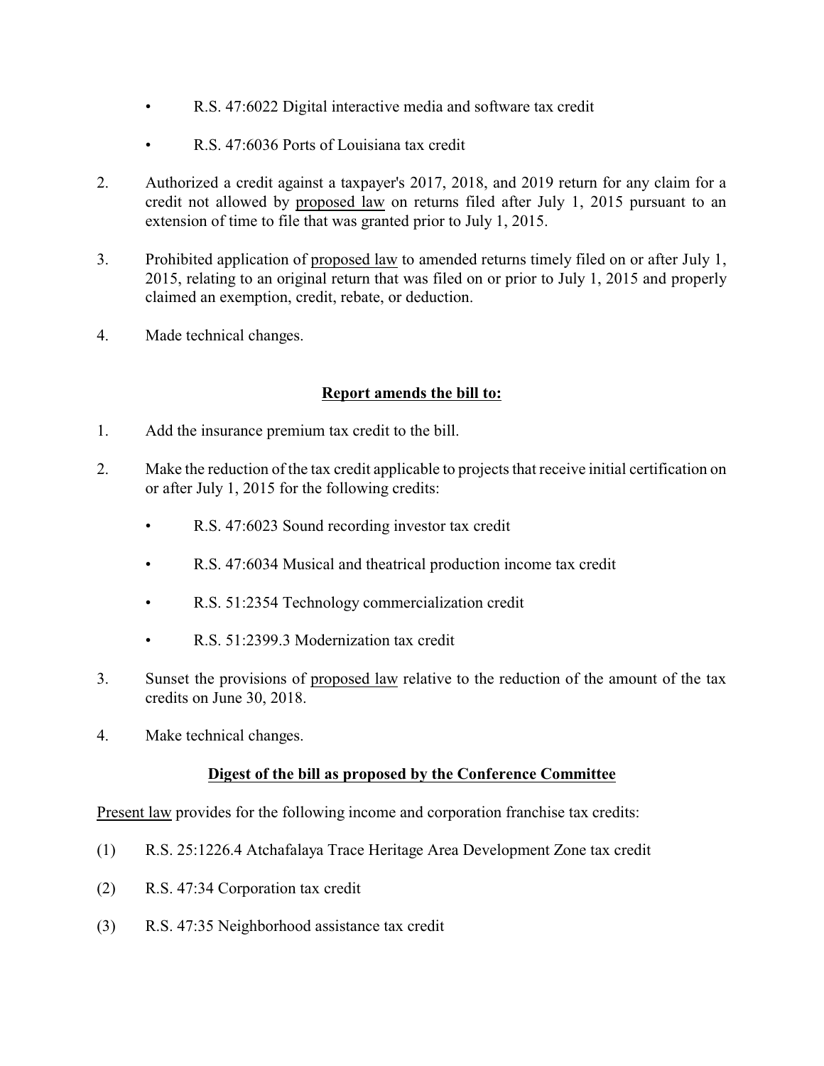- R.S. 47:6022 Digital interactive media and software tax credit

- R.S. 47:6036 Ports of Louisiana tax credit

2. Authorized a credit against a taxpayer's 2017, 2018, and 2019 return for any claim for a credit not allowed by <u>proposed law</u> on returns filed after July 1, 2015 pursuant to an extension of time to file that was granted prior to July 1, 2015.

3. Prohibited application of <u>proposed law</u> to amended returns timely filed on or after July 1, 2015, relating to an original return that was filed on or prior to July 1, 2015 and properly claimed an exemption, credit, rebate, or deduction.

4. Made technical changes.

**<u>Report amends the bill to:</u>**

1. Add the insurance premium tax credit to the bill.

2. Make the reduction of the tax credit applicable to projects that receive initial certification on or after July 1, 2015 for the following credits:

   - R.S. 47:6023 Sound recording investor tax credit

   - R.S. 47:6034 Musical and theatrical production income tax credit

   - R.S. 51:2354 Technology commercialization credit

   - R.S. 51:2399.3 Modernization tax credit

3. Sunset the provisions of <u>proposed law</u> relative to the reduction of the amount of the tax credits on June 30, 2018.

4. Make technical changes.

**<u>Digest of the bill as proposed by the Conference Committee</u>**

<u>Present law</u> provides for the following income and corporation franchise tax credits:

(1) R.S. 25:1226.4 Atchafalaya Trace Heritage Area Development Zone tax credit

(2) R.S. 47:34 Corporation tax credit

(3) R.S. 47:35 Neighborhood assistance tax credit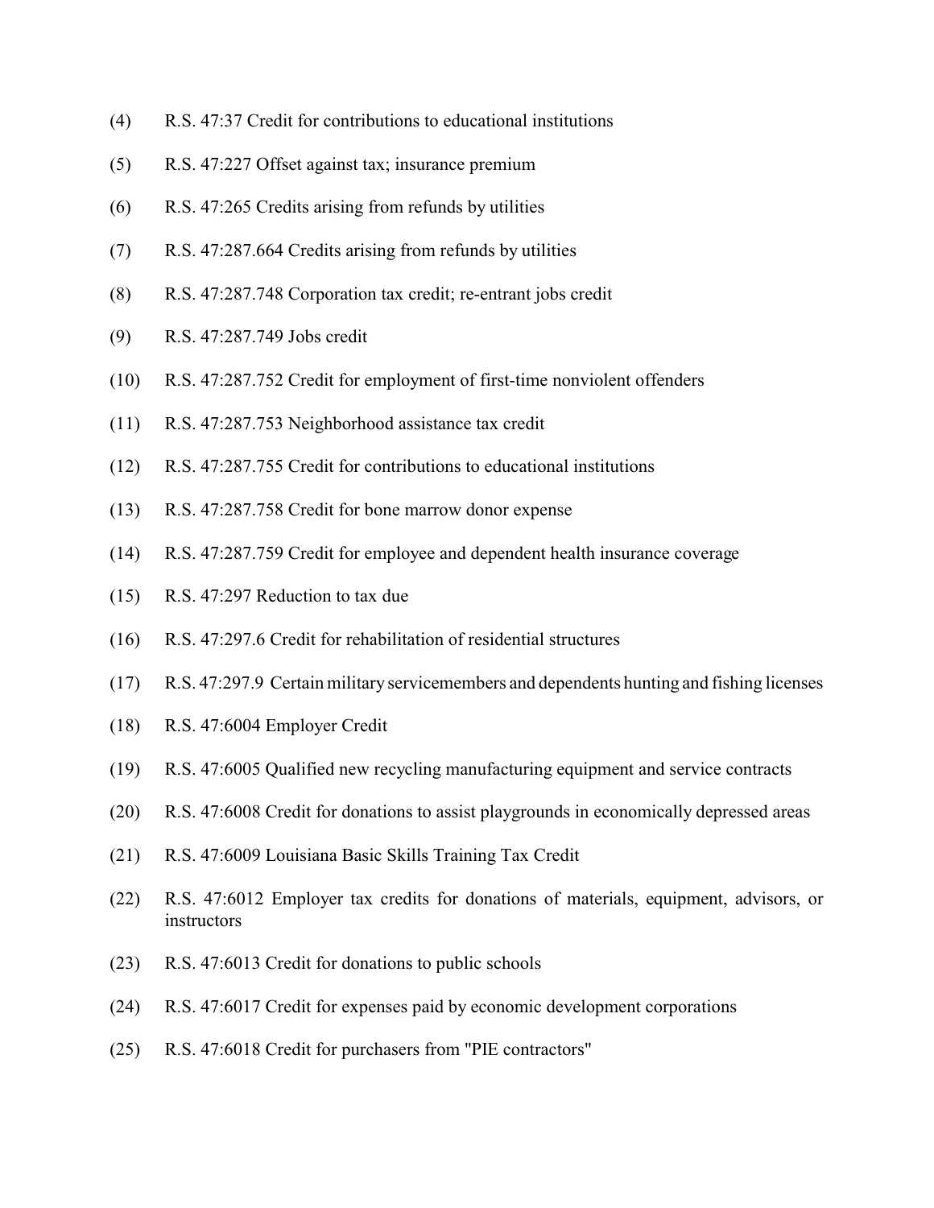(4) R.S. 47:37 Credit for contributions to educational institutions

(5) R.S. 47:227 Offset against tax; insurance premium

(6) R.S. 47:265 Credits arising from refunds by utilities

(7) R.S. 47:287.664 Credits arising from refunds by utilities

(8) R.S. 47:287.748 Corporation tax credit; re-entrant jobs credit

(9) R.S. 47:287.749 Jobs credit

(10) R.S. 47:287.752 Credit for employment of first-time nonviolent offenders

(11) R.S. 47:287.753 Neighborhood assistance tax credit

(12) R.S. 47:287.755 Credit for contributions to educational institutions

(13) R.S. 47:287.758 Credit for bone marrow donor expense

(14) R.S. 47:287.759 Credit for employee and dependent health insurance coverage

(15) R.S. 47:297 Reduction to tax due

(16) R.S. 47:297.6 Credit for rehabilitation of residential structures

(17) R.S. 47:297.9 Certain military servicemembers and dependents hunting and fishing licenses

(18) R.S. 47:6004 Employer Credit

(19) R.S. 47:6005 Qualified new recycling manufacturing equipment and service contracts

(20) R.S. 47:6008 Credit for donations to assist playgrounds in economically depressed areas

(21) R.S. 47:6009 Louisiana Basic Skills Training Tax Credit

(22) R.S. 47:6012 Employer tax credits for donations of materials, equipment, advisors, or instructors

(23) R.S. 47:6013 Credit for donations to public schools

(24) R.S. 47:6017 Credit for expenses paid by economic development corporations

(25) R.S. 47:6018 Credit for purchasers from "PIE contractors"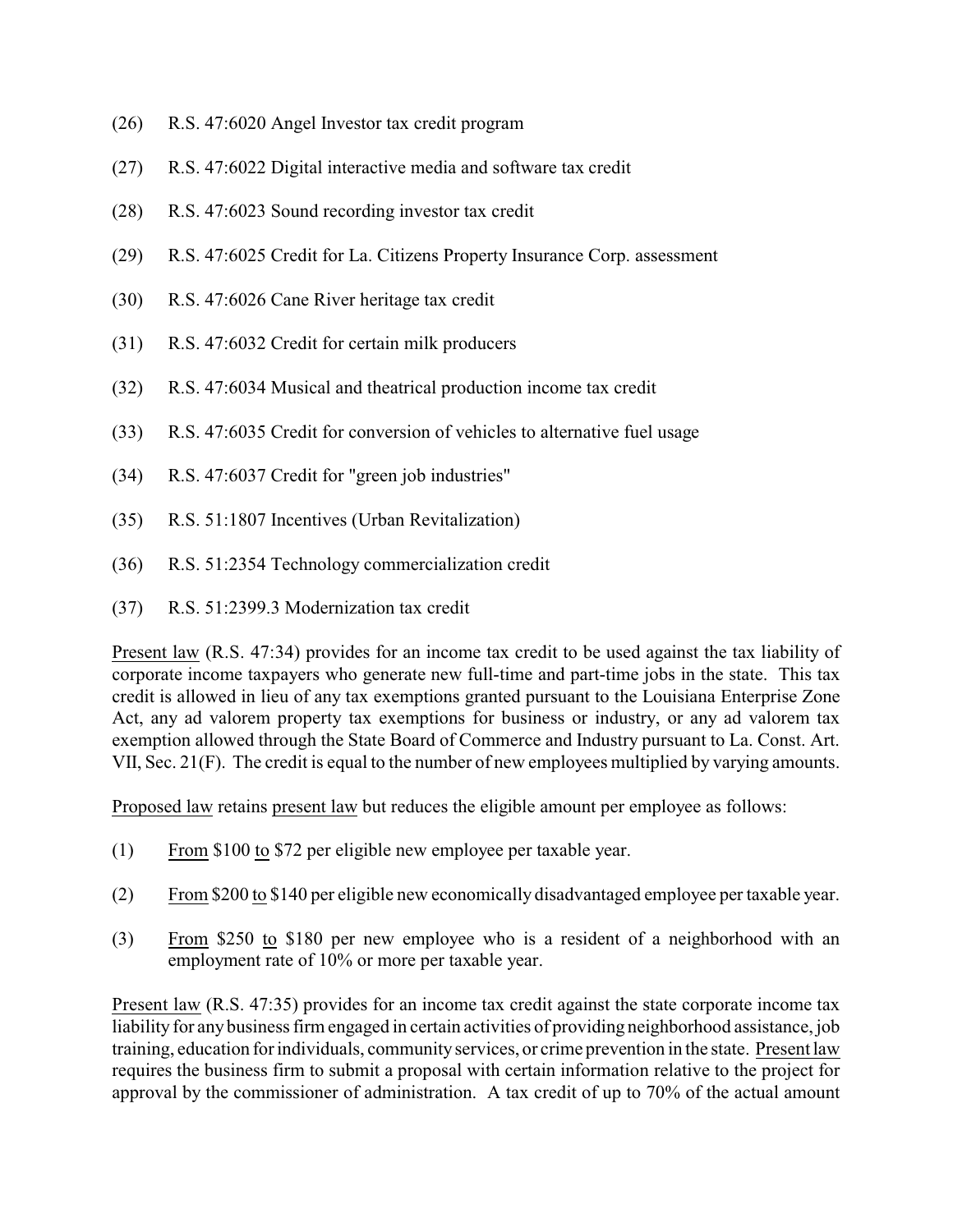(26) R.S. 47:6020 Angel Investor tax credit program

(27) R.S. 47:6022 Digital interactive media and software tax credit

(28) R.S. 47:6023 Sound recording investor tax credit

(29) R.S. 47:6025 Credit for La. Citizens Property Insurance Corp. assessment

(30) R.S. 47:6026 Cane River heritage tax credit

(31) R.S. 47:6032 Credit for certain milk producers

(32) R.S. 47:6034 Musical and theatrical production income tax credit

(33) R.S. 47:6035 Credit for conversion of vehicles to alternative fuel usage

(34) R.S. 47:6037 Credit for "green job industries"

(35) R.S. 51:1807 Incentives (Urban Revitalization)

(36) R.S. 51:2354 Technology commercialization credit

(37) R.S. 51:2399.3 Modernization tax credit

Present law (R.S. 47:34) provides for an income tax credit to be used against the tax liability of corporate income taxpayers who generate new full-time and part-time jobs in the state. This tax credit is allowed in lieu of any tax exemptions granted pursuant to the Louisiana Enterprise Zone Act, any ad valorem property tax exemptions for business or industry, or any ad valorem tax exemption allowed through the State Board of Commerce and Industry pursuant to La. Const. Art. VII, Sec. 21(F). The credit is equal to the number of new employees multiplied by varying amounts.

Proposed law retains present law but reduces the eligible amount per employee as follows:

(1) From $100 to $72 per eligible new employee per taxable year.

(2) From $200 to $140 per eligible new economically disadvantaged employee per taxable year.

(3) From $250 to $180 per new employee who is a resident of a neighborhood with an employment rate of 10% or more per taxable year.

Present law (R.S. 47:35) provides for an income tax credit against the state corporate income tax liability for any business firm engaged in certain activities of providing neighborhood assistance, job training, education for individuals, community services, or crime prevention in the state. Present law requires the business firm to submit a proposal with certain information relative to the project for approval by the commissioner of administration. A tax credit of up to 70% of the actual amount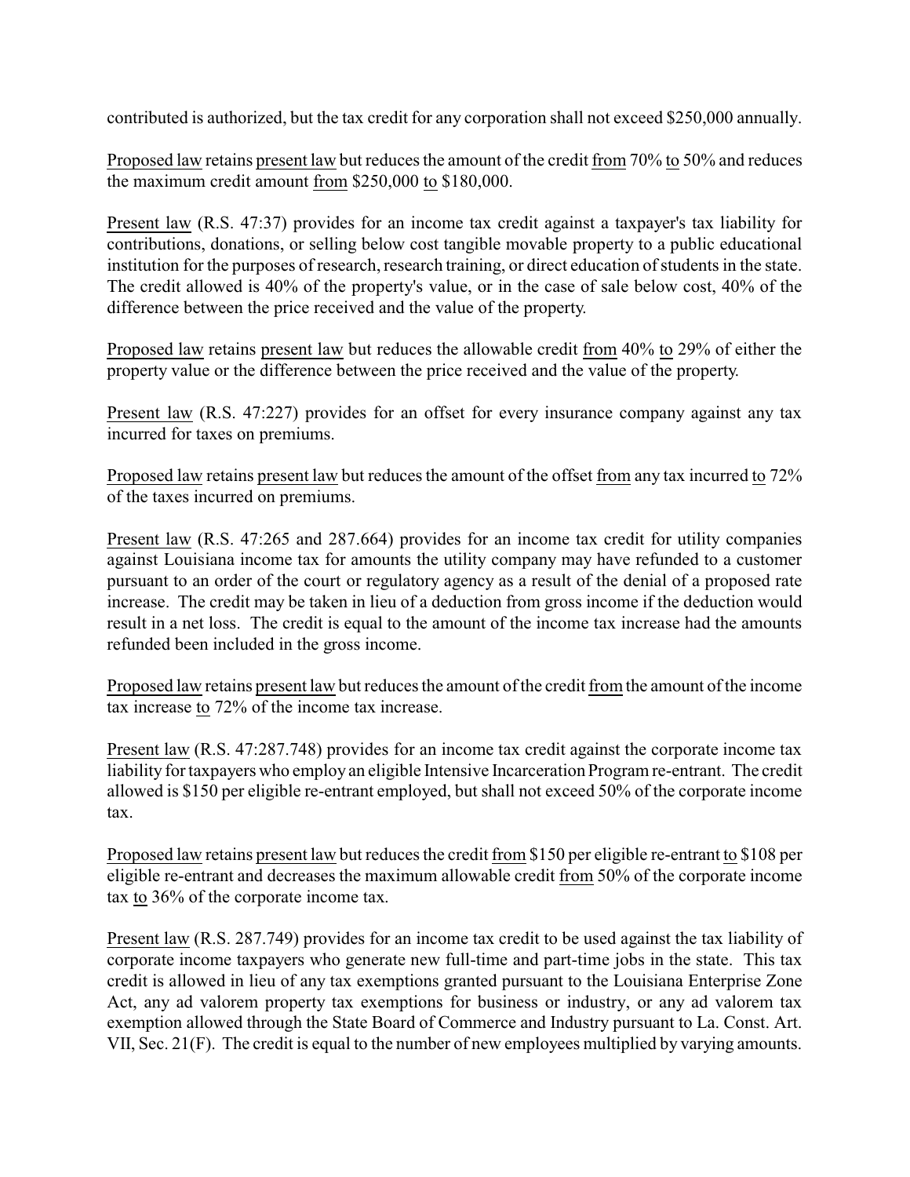contributed is authorized, but the tax credit for any corporation shall not exceed $250,000 annually.

Proposed law retains present law but reduces the amount of the credit from 70% to 50% and reduces the maximum credit amount from $250,000 to $180,000.

Present law (R.S. 47:37) provides for an income tax credit against a taxpayer's tax liability for contributions, donations, or selling below cost tangible movable property to a public educational institution for the purposes of research, research training, or direct education of students in the state. The credit allowed is 40% of the property's value, or in the case of sale below cost, 40% of the difference between the price received and the value of the property.

Proposed law retains present law but reduces the allowable credit from 40% to 29% of either the property value or the difference between the price received and the value of the property.

Present law (R.S. 47:227) provides for an offset for every insurance company against any tax incurred for taxes on premiums.

Proposed law retains present law but reduces the amount of the offset from any tax incurred to 72% of the taxes incurred on premiums.

Present law (R.S. 47:265 and 287.664) provides for an income tax credit for utility companies against Louisiana income tax for amounts the utility company may have refunded to a customer pursuant to an order of the court or regulatory agency as a result of the denial of a proposed rate increase. The credit may be taken in lieu of a deduction from gross income if the deduction would result in a net loss. The credit is equal to the amount of the income tax increase had the amounts refunded been included in the gross income.

Proposed law retains present law but reduces the amount of the credit from the amount of the income tax increase to 72% of the income tax increase.

Present law (R.S. 47:287.748) provides for an income tax credit against the corporate income tax liability for taxpayers who employ an eligible Intensive Incarceration Program re-entrant. The credit allowed is $150 per eligible re-entrant employed, but shall not exceed 50% of the corporate income tax.

Proposed law retains present law but reduces the credit from $150 per eligible re-entrant to $108 per eligible re-entrant and decreases the maximum allowable credit from 50% of the corporate income tax to 36% of the corporate income tax.

Present law (R.S. 287.749) provides for an income tax credit to be used against the tax liability of corporate income taxpayers who generate new full-time and part-time jobs in the state. This tax credit is allowed in lieu of any tax exemptions granted pursuant to the Louisiana Enterprise Zone Act, any ad valorem property tax exemptions for business or industry, or any ad valorem tax exemption allowed through the State Board of Commerce and Industry pursuant to La. Const. Art. VII, Sec. 21(F). The credit is equal to the number of new employees multiplied by varying amounts.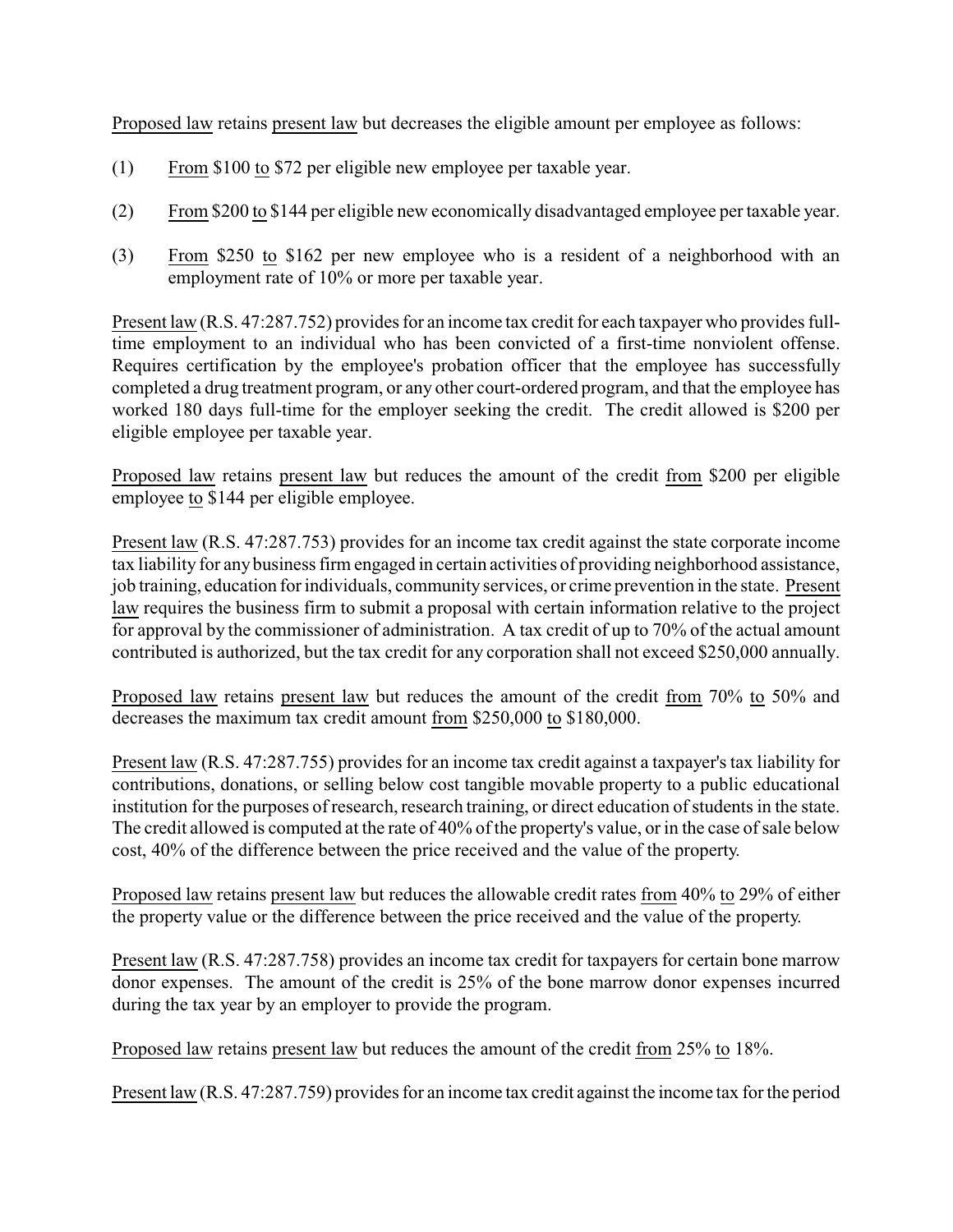Proposed law retains present law but decreases the eligible amount per employee as follows:

(1) From $100 to $72 per eligible new employee per taxable year.

(2) From $200 to $144 per eligible new economically disadvantaged employee per taxable year.

(3) From $250 to $162 per new employee who is a resident of a neighborhood with an employment rate of 10% or more per taxable year.

Present law (R.S. 47:287.752) provides for an income tax credit for each taxpayer who provides full-time employment to an individual who has been convicted of a first-time nonviolent offense. Requires certification by the employee's probation officer that the employee has successfully completed a drug treatment program, or any other court-ordered program, and that the employee has worked 180 days full-time for the employer seeking the credit. The credit allowed is $200 per eligible employee per taxable year.

Proposed law retains present law but reduces the amount of the credit from $200 per eligible employee to $144 per eligible employee.

Present law (R.S. 47:287.753) provides for an income tax credit against the state corporate income tax liability for any business firm engaged in certain activities of providing neighborhood assistance, job training, education for individuals, community services, or crime prevention in the state. Present law requires the business firm to submit a proposal with certain information relative to the project for approval by the commissioner of administration. A tax credit of up to 70% of the actual amount contributed is authorized, but the tax credit for any corporation shall not exceed $250,000 annually.

Proposed law retains present law but reduces the amount of the credit from 70% to 50% and decreases the maximum tax credit amount from $250,000 to $180,000.

Present law (R.S. 47:287.755) provides for an income tax credit against a taxpayer's tax liability for contributions, donations, or selling below cost tangible movable property to a public educational institution for the purposes of research, research training, or direct education of students in the state. The credit allowed is computed at the rate of 40% of the property's value, or in the case of sale below cost, 40% of the difference between the price received and the value of the property.

Proposed law retains present law but reduces the allowable credit rates from 40% to 29% of either the property value or the difference between the price received and the value of the property.

Present law (R.S. 47:287.758) provides an income tax credit for taxpayers for certain bone marrow donor expenses. The amount of the credit is 25% of the bone marrow donor expenses incurred during the tax year by an employer to provide the program.

Proposed law retains present law but reduces the amount of the credit from 25% to 18%.

Present law (R.S. 47:287.759) provides for an income tax credit against the income tax for the period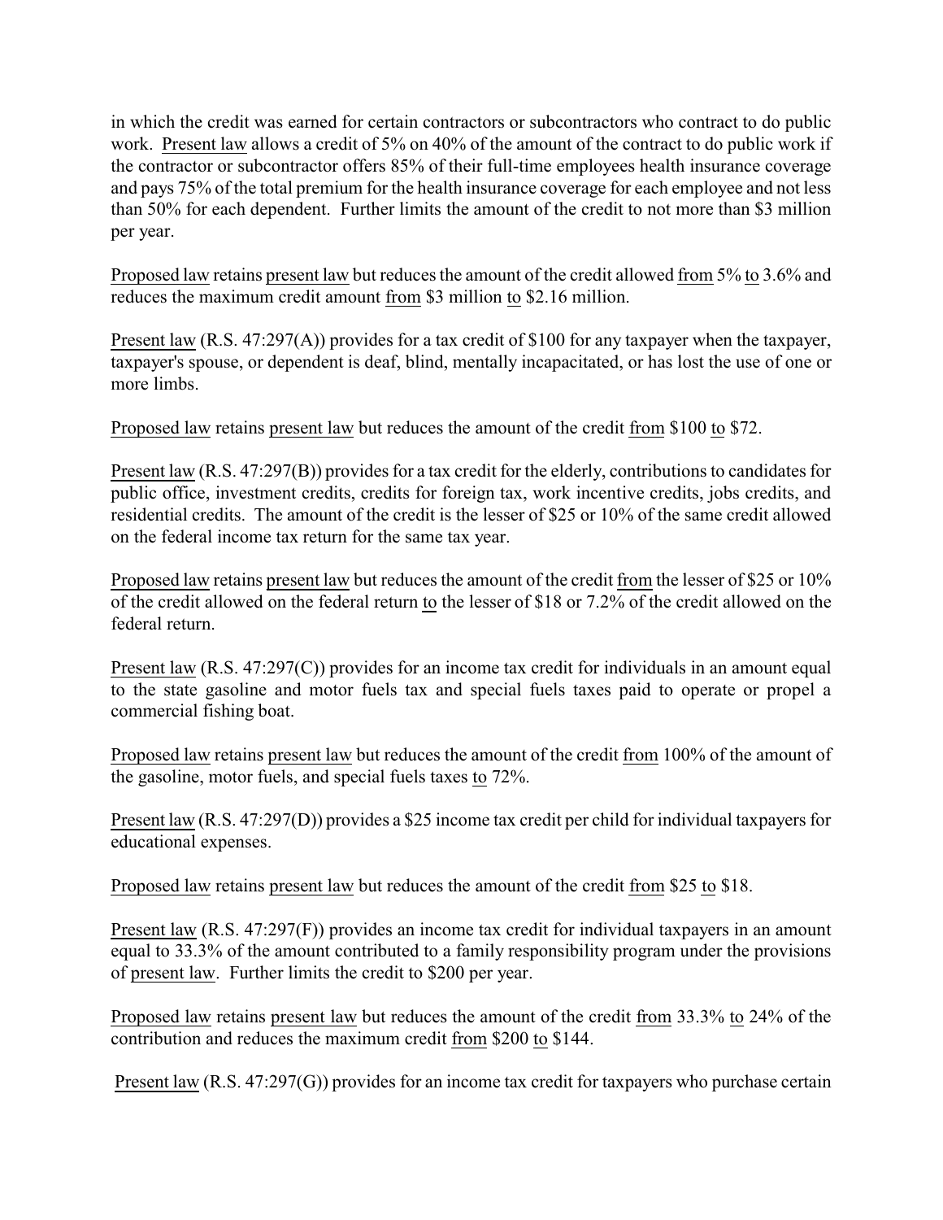in which the credit was earned for certain contractors or subcontractors who contract to do public work. Present law allows a credit of 5% on 40% of the amount of the contract to do public work if the contractor or subcontractor offers 85% of their full-time employees health insurance coverage and pays 75% of the total premium for the health insurance coverage for each employee and not less than 50% for each dependent. Further limits the amount of the credit to not more than $3 million per year.

Proposed law retains present law but reduces the amount of the credit allowed from 5% to 3.6% and reduces the maximum credit amount from $3 million to $2.16 million.

Present law (R.S. 47:297(A)) provides for a tax credit of $100 for any taxpayer when the taxpayer, taxpayer's spouse, or dependent is deaf, blind, mentally incapacitated, or has lost the use of one or more limbs.

Proposed law retains present law but reduces the amount of the credit from $100 to $72.

Present law (R.S. 47:297(B)) provides for a tax credit for the elderly, contributions to candidates for public office, investment credits, credits for foreign tax, work incentive credits, jobs credits, and residential credits. The amount of the credit is the lesser of $25 or 10% of the same credit allowed on the federal income tax return for the same tax year.

Proposed law retains present law but reduces the amount of the credit from the lesser of $25 or 10% of the credit allowed on the federal return to the lesser of $18 or 7.2% of the credit allowed on the federal return.

Present law (R.S. 47:297(C)) provides for an income tax credit for individuals in an amount equal to the state gasoline and motor fuels tax and special fuels taxes paid to operate or propel a commercial fishing boat.

Proposed law retains present law but reduces the amount of the credit from 100% of the amount of the gasoline, motor fuels, and special fuels taxes to 72%.

Present law (R.S. 47:297(D)) provides a $25 income tax credit per child for individual taxpayers for educational expenses.

Proposed law retains present law but reduces the amount of the credit from $25 to $18.

Present law (R.S. 47:297(F)) provides an income tax credit for individual taxpayers in an amount equal to 33.3% of the amount contributed to a family responsibility program under the provisions of present law. Further limits the credit to $200 per year.

Proposed law retains present law but reduces the amount of the credit from 33.3% to 24% of the contribution and reduces the maximum credit from $200 to $144.

Present law (R.S. 47:297(G)) provides for an income tax credit for taxpayers who purchase certain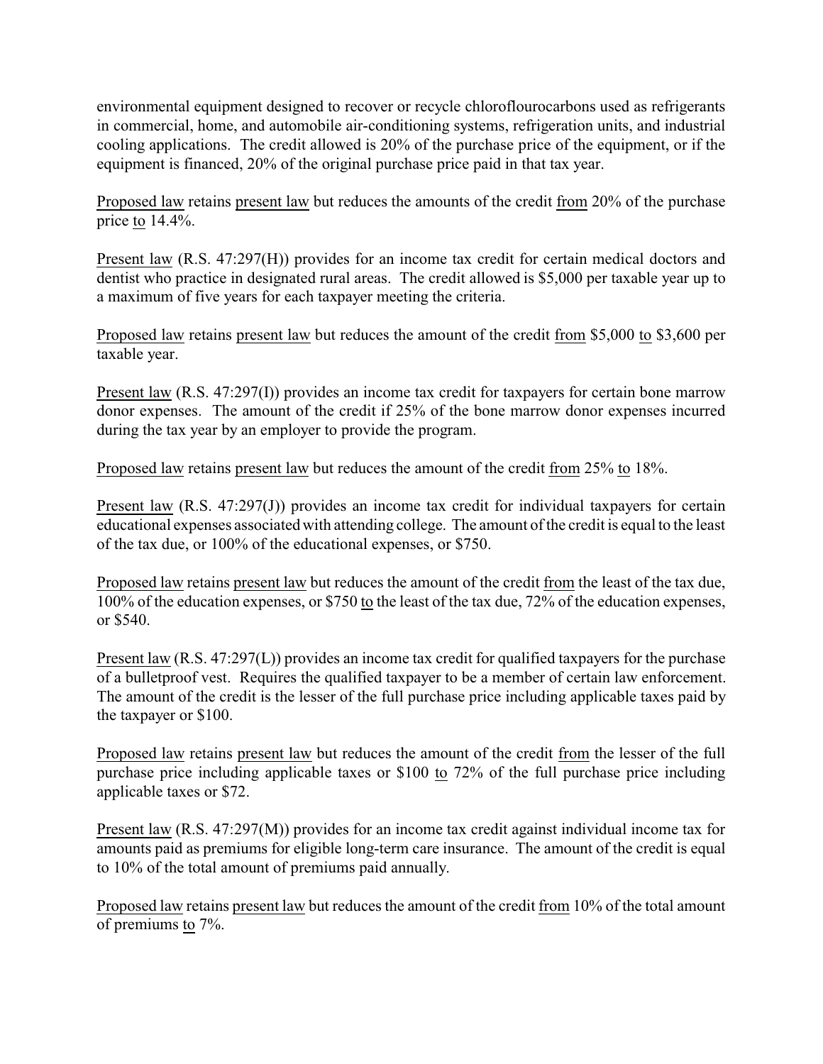environmental equipment designed to recover or recycle chloroflourocarbons used as refrigerants in commercial, home, and automobile air-conditioning systems, refrigeration units, and industrial cooling applications. The credit allowed is 20% of the purchase price of the equipment, or if the equipment is financed, 20% of the original purchase price paid in that tax year.

Proposed law retains present law but reduces the amounts of the credit from 20% of the purchase price to 14.4%.

Present law (R.S. 47:297(H)) provides for an income tax credit for certain medical doctors and dentist who practice in designated rural areas. The credit allowed is $5,000 per taxable year up to a maximum of five years for each taxpayer meeting the criteria.

Proposed law retains present law but reduces the amount of the credit from $5,000 to $3,600 per taxable year.

Present law (R.S. 47:297(I)) provides an income tax credit for taxpayers for certain bone marrow donor expenses. The amount of the credit if 25% of the bone marrow donor expenses incurred during the tax year by an employer to provide the program.

Proposed law retains present law but reduces the amount of the credit from 25% to 18%.

Present law (R.S. 47:297(J)) provides an income tax credit for individual taxpayers for certain educational expenses associated with attending college. The amount of the credit is equal to the least of the tax due, or 100% of the educational expenses, or $750.

Proposed law retains present law but reduces the amount of the credit from the least of the tax due, 100% of the education expenses, or $750 to the least of the tax due, 72% of the education expenses, or $540.

Present law (R.S. 47:297(L)) provides an income tax credit for qualified taxpayers for the purchase of a bulletproof vest. Requires the qualified taxpayer to be a member of certain law enforcement. The amount of the credit is the lesser of the full purchase price including applicable taxes paid by the taxpayer or $100.

Proposed law retains present law but reduces the amount of the credit from the lesser of the full purchase price including applicable taxes or $100 to 72% of the full purchase price including applicable taxes or $72.

Present law (R.S. 47:297(M)) provides for an income tax credit against individual income tax for amounts paid as premiums for eligible long-term care insurance. The amount of the credit is equal to 10% of the total amount of premiums paid annually.

Proposed law retains present law but reduces the amount of the credit from 10% of the total amount of premiums to 7%.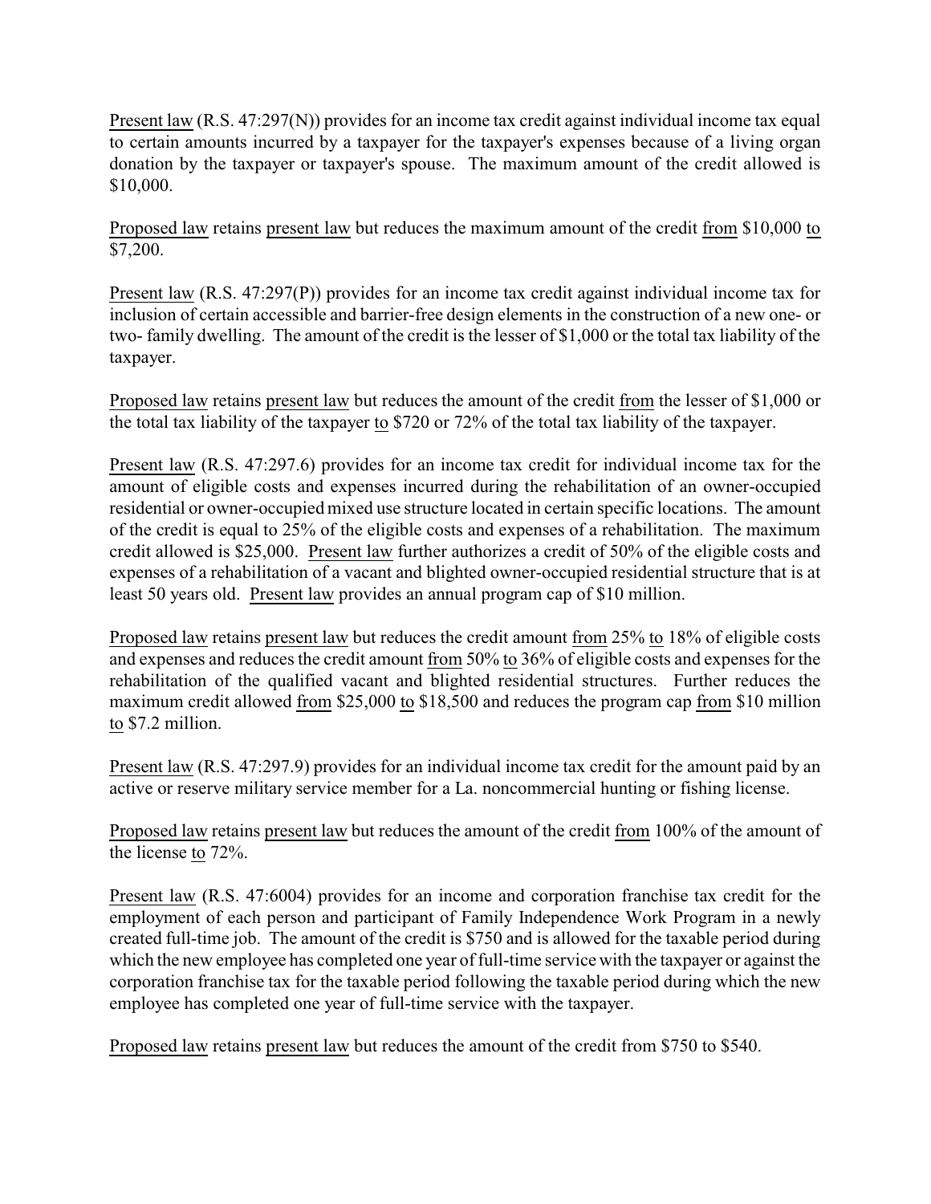Present law (R.S. 47:297(N)) provides for an income tax credit against individual income tax equal to certain amounts incurred by a taxpayer for the taxpayer's expenses because of a living organ donation by the taxpayer or taxpayer's spouse. The maximum amount of the credit allowed is $10,000.

Proposed law retains present law but reduces the maximum amount of the credit from $10,000 to $7,200.

Present law (R.S. 47:297(P)) provides for an income tax credit against individual income tax for inclusion of certain accessible and barrier-free design elements in the construction of a new one- or two- family dwelling. The amount of the credit is the lesser of $1,000 or the total tax liability of the taxpayer.

Proposed law retains present law but reduces the amount of the credit from the lesser of $1,000 or the total tax liability of the taxpayer to $720 or 72% of the total tax liability of the taxpayer.

Present law (R.S. 47:297.6) provides for an income tax credit for individual income tax for the amount of eligible costs and expenses incurred during the rehabilitation of an owner-occupied residential or owner-occupied mixed use structure located in certain specific locations. The amount of the credit is equal to 25% of the eligible costs and expenses of a rehabilitation. The maximum credit allowed is $25,000. Present law further authorizes a credit of 50% of the eligible costs and expenses of a rehabilitation of a vacant and blighted owner-occupied residential structure that is at least 50 years old. Present law provides an annual program cap of $10 million.

Proposed law retains present law but reduces the credit amount from 25% to 18% of eligible costs and expenses and reduces the credit amount from 50% to 36% of eligible costs and expenses for the rehabilitation of the qualified vacant and blighted residential structures. Further reduces the maximum credit allowed from $25,000 to $18,500 and reduces the program cap from $10 million to $7.2 million.

Present law (R.S. 47:297.9) provides for an individual income tax credit for the amount paid by an active or reserve military service member for a La. noncommercial hunting or fishing license.

Proposed law retains present law but reduces the amount of the credit from 100% of the amount of the license to 72%.

Present law (R.S. 47:6004) provides for an income and corporation franchise tax credit for the employment of each person and participant of Family Independence Work Program in a newly created full-time job. The amount of the credit is $750 and is allowed for the taxable period during which the new employee has completed one year of full-time service with the taxpayer or against the corporation franchise tax for the taxable period following the taxable period during which the new employee has completed one year of full-time service with the taxpayer.

Proposed law retains present law but reduces the amount of the credit from $750 to $540.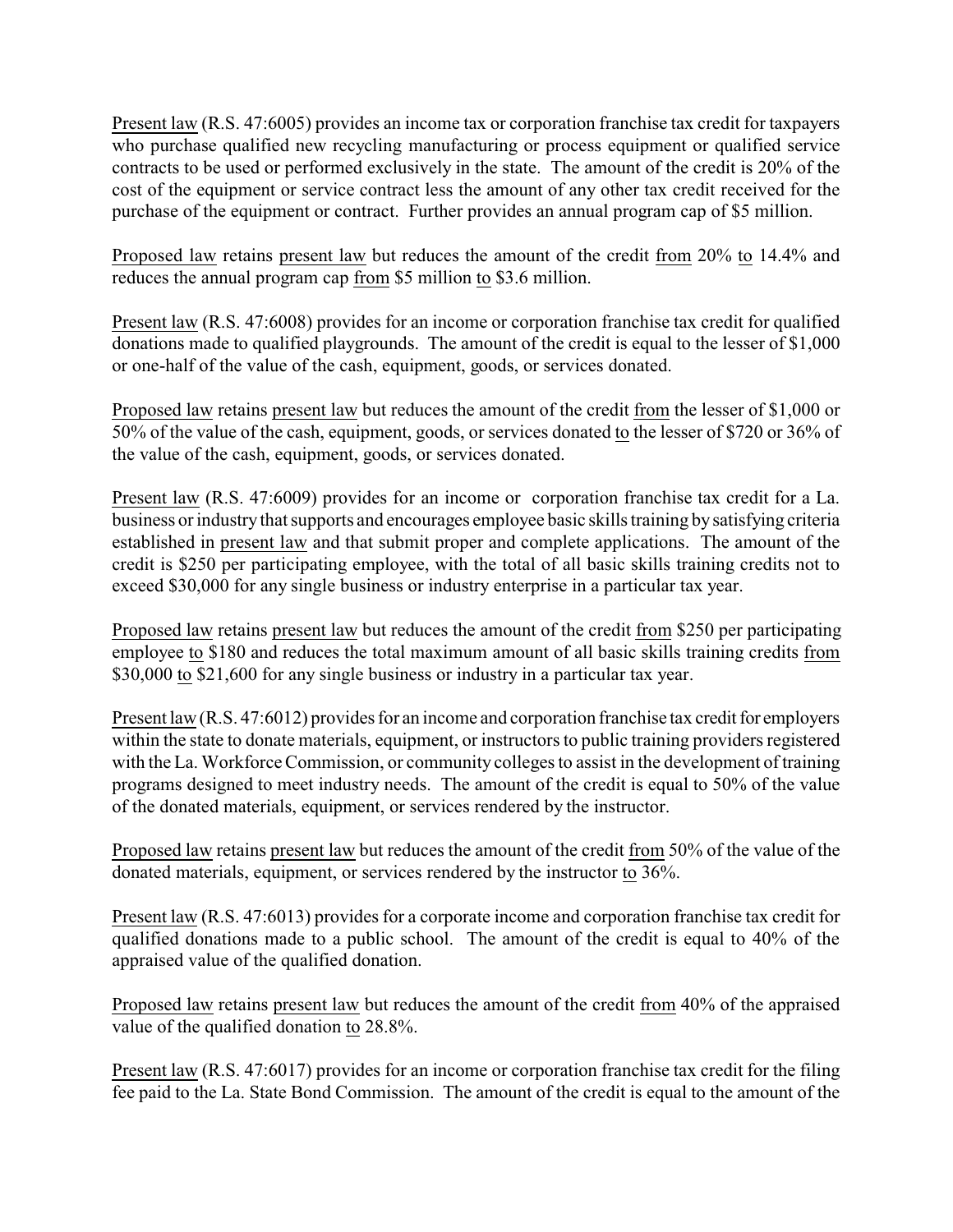Present law (R.S. 47:6005) provides an income tax or corporation franchise tax credit for taxpayers who purchase qualified new recycling manufacturing or process equipment or qualified service contracts to be used or performed exclusively in the state. The amount of the credit is 20% of the cost of the equipment or service contract less the amount of any other tax credit received for the purchase of the equipment or contract. Further provides an annual program cap of $5 million.

Proposed law retains present law but reduces the amount of the credit from 20% to 14.4% and reduces the annual program cap from $5 million to $3.6 million.

Present law (R.S. 47:6008) provides for an income or corporation franchise tax credit for qualified donations made to qualified playgrounds. The amount of the credit is equal to the lesser of $1,000 or one-half of the value of the cash, equipment, goods, or services donated.

Proposed law retains present law but reduces the amount of the credit from the lesser of $1,000 or 50% of the value of the cash, equipment, goods, or services donated to the lesser of $720 or 36% of the value of the cash, equipment, goods, or services donated.

Present law (R.S. 47:6009) provides for an income or corporation franchise tax credit for a La. business or industry that supports and encourages employee basic skills training by satisfying criteria established in present law and that submit proper and complete applications. The amount of the credit is $250 per participating employee, with the total of all basic skills training credits not to exceed $30,000 for any single business or industry enterprise in a particular tax year.

Proposed law retains present law but reduces the amount of the credit from $250 per participating employee to $180 and reduces the total maximum amount of all basic skills training credits from $30,000 to $21,600 for any single business or industry in a particular tax year.

Present law (R.S. 47:6012) provides for an income and corporation franchise tax credit for employers within the state to donate materials, equipment, or instructors to public training providers registered with the La. Workforce Commission, or community colleges to assist in the development of training programs designed to meet industry needs. The amount of the credit is equal to 50% of the value of the donated materials, equipment, or services rendered by the instructor.

Proposed law retains present law but reduces the amount of the credit from 50% of the value of the donated materials, equipment, or services rendered by the instructor to 36%.

Present law (R.S. 47:6013) provides for a corporate income and corporation franchise tax credit for qualified donations made to a public school. The amount of the credit is equal to 40% of the appraised value of the qualified donation.

Proposed law retains present law but reduces the amount of the credit from 40% of the appraised value of the qualified donation to 28.8%.

Present law (R.S. 47:6017) provides for an income or corporation franchise tax credit for the filing fee paid to the La. State Bond Commission. The amount of the credit is equal to the amount of the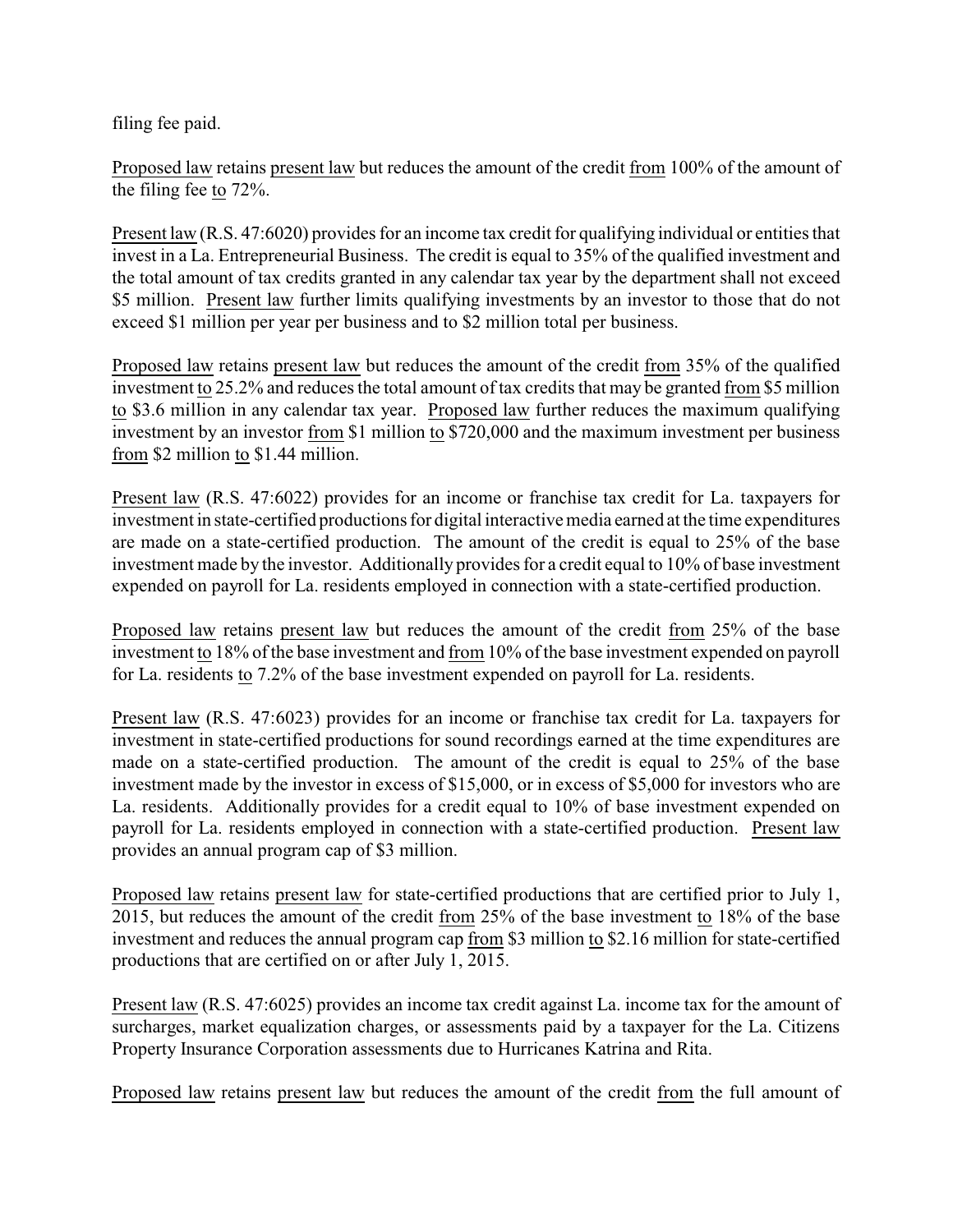filing fee paid.

Proposed law retains present law but reduces the amount of the credit from 100% of the amount of the filing fee to 72%.

Present law (R.S. 47:6020) provides for an income tax credit for qualifying individual or entities that invest in a La. Entrepreneurial Business. The credit is equal to 35% of the qualified investment and the total amount of tax credits granted in any calendar tax year by the department shall not exceed $5 million. Present law further limits qualifying investments by an investor to those that do not exceed $1 million per year per business and to $2 million total per business.

Proposed law retains present law but reduces the amount of the credit from 35% of the qualified investment to 25.2% and reduces the total amount of tax credits that may be granted from $5 million to $3.6 million in any calendar tax year. Proposed law further reduces the maximum qualifying investment by an investor from $1 million to $720,000 and the maximum investment per business from $2 million to $1.44 million.

Present law (R.S. 47:6022) provides for an income or franchise tax credit for La. taxpayers for investment in state-certified productions for digital interactive media earned at the time expenditures are made on a state-certified production. The amount of the credit is equal to 25% of the base investment made by the investor. Additionally provides for a credit equal to 10% of base investment expended on payroll for La. residents employed in connection with a state-certified production.

Proposed law retains present law but reduces the amount of the credit from 25% of the base investment to 18% of the base investment and from 10% of the base investment expended on payroll for La. residents to 7.2% of the base investment expended on payroll for La. residents.

Present law (R.S. 47:6023) provides for an income or franchise tax credit for La. taxpayers for investment in state-certified productions for sound recordings earned at the time expenditures are made on a state-certified production. The amount of the credit is equal to 25% of the base investment made by the investor in excess of $15,000, or in excess of $5,000 for investors who are La. residents. Additionally provides for a credit equal to 10% of base investment expended on payroll for La. residents employed in connection with a state-certified production. Present law provides an annual program cap of $3 million.

Proposed law retains present law for state-certified productions that are certified prior to July 1, 2015, but reduces the amount of the credit from 25% of the base investment to 18% of the base investment and reduces the annual program cap from $3 million to $2.16 million for state-certified productions that are certified on or after July 1, 2015.

Present law (R.S. 47:6025) provides an income tax credit against La. income tax for the amount of surcharges, market equalization charges, or assessments paid by a taxpayer for the La. Citizens Property Insurance Corporation assessments due to Hurricanes Katrina and Rita.

Proposed law retains present law but reduces the amount of the credit from the full amount of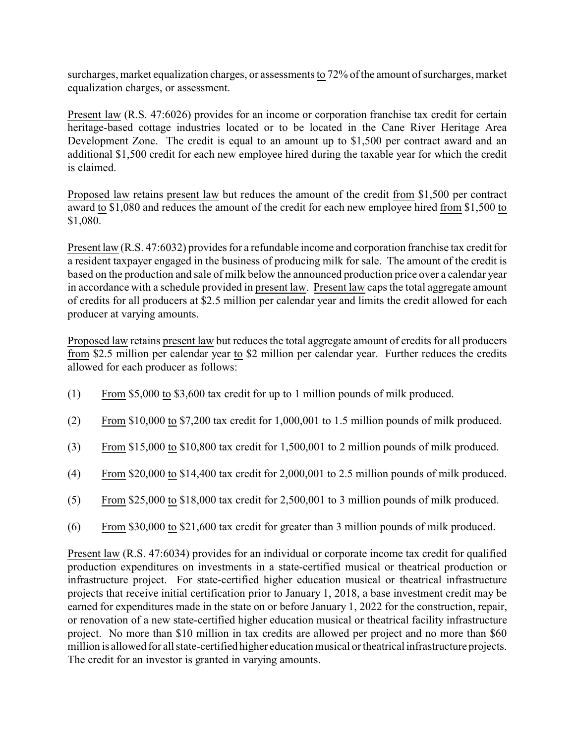surcharges, market equalization charges, or assessments to 72% of the amount of surcharges, market equalization charges, or assessment.

Present law (R.S. 47:6026) provides for an income or corporation franchise tax credit for certain heritage-based cottage industries located or to be located in the Cane River Heritage Area Development Zone. The credit is equal to an amount up to $1,500 per contract award and an additional $1,500 credit for each new employee hired during the taxable year for which the credit is claimed.

Proposed law retains present law but reduces the amount of the credit from $1,500 per contract award to $1,080 and reduces the amount of the credit for each new employee hired from $1,500 to $1,080.

Present law (R.S. 47:6032) provides for a refundable income and corporation franchise tax credit for a resident taxpayer engaged in the business of producing milk for sale. The amount of the credit is based on the production and sale of milk below the announced production price over a calendar year in accordance with a schedule provided in present law. Present law caps the total aggregate amount of credits for all producers at $2.5 million per calendar year and limits the credit allowed for each producer at varying amounts.

Proposed law retains present law but reduces the total aggregate amount of credits for all producers from $2.5 million per calendar year to $2 million per calendar year. Further reduces the credits allowed for each producer as follows:

(1) From $5,000 to $3,600 tax credit for up to 1 million pounds of milk produced.

(2) From $10,000 to $7,200 tax credit for 1,000,001 to 1.5 million pounds of milk produced.

(3) From $15,000 to $10,800 tax credit for 1,500,001 to 2 million pounds of milk produced.

(4) From $20,000 to $14,400 tax credit for 2,000,001 to 2.5 million pounds of milk produced.

(5) From $25,000 to $18,000 tax credit for 2,500,001 to 3 million pounds of milk produced.

(6) From $30,000 to $21,600 tax credit for greater than 3 million pounds of milk produced.

Present law (R.S. 47:6034) provides for an individual or corporate income tax credit for qualified production expenditures on investments in a state-certified musical or theatrical production or infrastructure project. For state-certified higher education musical or theatrical infrastructure projects that receive initial certification prior to January 1, 2018, a base investment credit may be earned for expenditures made in the state on or before January 1, 2022 for the construction, repair, or renovation of a new state-certified higher education musical or theatrical facility infrastructure project. No more than $10 million in tax credits are allowed per project and no more than $60 million is allowed for all state-certified higher education musical or theatrical infrastructure projects. The credit for an investor is granted in varying amounts.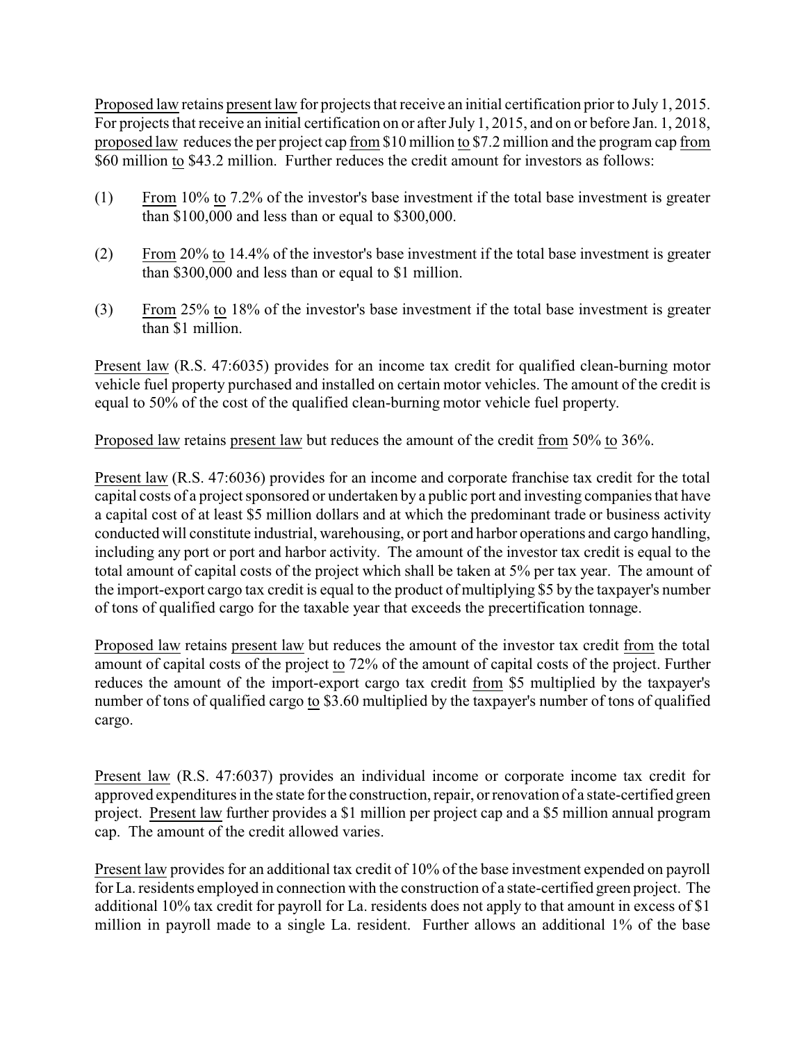Proposed law retains present law for projects that receive an initial certification prior to July 1, 2015. For projects that receive an initial certification on or after July 1, 2015, and on or before Jan. 1, 2018, proposed law reduces the per project cap from $10 million to $7.2 million and the program cap from $60 million to $43.2 million. Further reduces the credit amount for investors as follows:

(1) From 10% to 7.2% of the investor's base investment if the total base investment is greater than $100,000 and less than or equal to $300,000.

(2) From 20% to 14.4% of the investor's base investment if the total base investment is greater than $300,000 and less than or equal to $1 million.

(3) From 25% to 18% of the investor's base investment if the total base investment is greater than $1 million.

Present law (R.S. 47:6035) provides for an income tax credit for qualified clean-burning motor vehicle fuel property purchased and installed on certain motor vehicles. The amount of the credit is equal to 50% of the cost of the qualified clean-burning motor vehicle fuel property.

Proposed law retains present law but reduces the amount of the credit from 50% to 36%.

Present law (R.S. 47:6036) provides for an income and corporate franchise tax credit for the total capital costs of a project sponsored or undertaken by a public port and investing companies that have a capital cost of at least $5 million dollars and at which the predominant trade or business activity conducted will constitute industrial, warehousing, or port and harbor operations and cargo handling, including any port or port and harbor activity. The amount of the investor tax credit is equal to the total amount of capital costs of the project which shall be taken at 5% per tax year. The amount of the import-export cargo tax credit is equal to the product of multiplying $5 by the taxpayer's number of tons of qualified cargo for the taxable year that exceeds the precertification tonnage.

Proposed law retains present law but reduces the amount of the investor tax credit from the total amount of capital costs of the project to 72% of the amount of capital costs of the project. Further reduces the amount of the import-export cargo tax credit from $5 multiplied by the taxpayer's number of tons of qualified cargo to $3.60 multiplied by the taxpayer's number of tons of qualified cargo.

Present law (R.S. 47:6037) provides an individual income or corporate income tax credit for approved expenditures in the state for the construction, repair, or renovation of a state-certified green project. Present law further provides a $1 million per project cap and a $5 million annual program cap. The amount of the credit allowed varies.

Present law provides for an additional tax credit of 10% of the base investment expended on payroll for La. residents employed in connection with the construction of a state-certified green project. The additional 10% tax credit for payroll for La. residents does not apply to that amount in excess of $1 million in payroll made to a single La. resident. Further allows an additional 1% of the base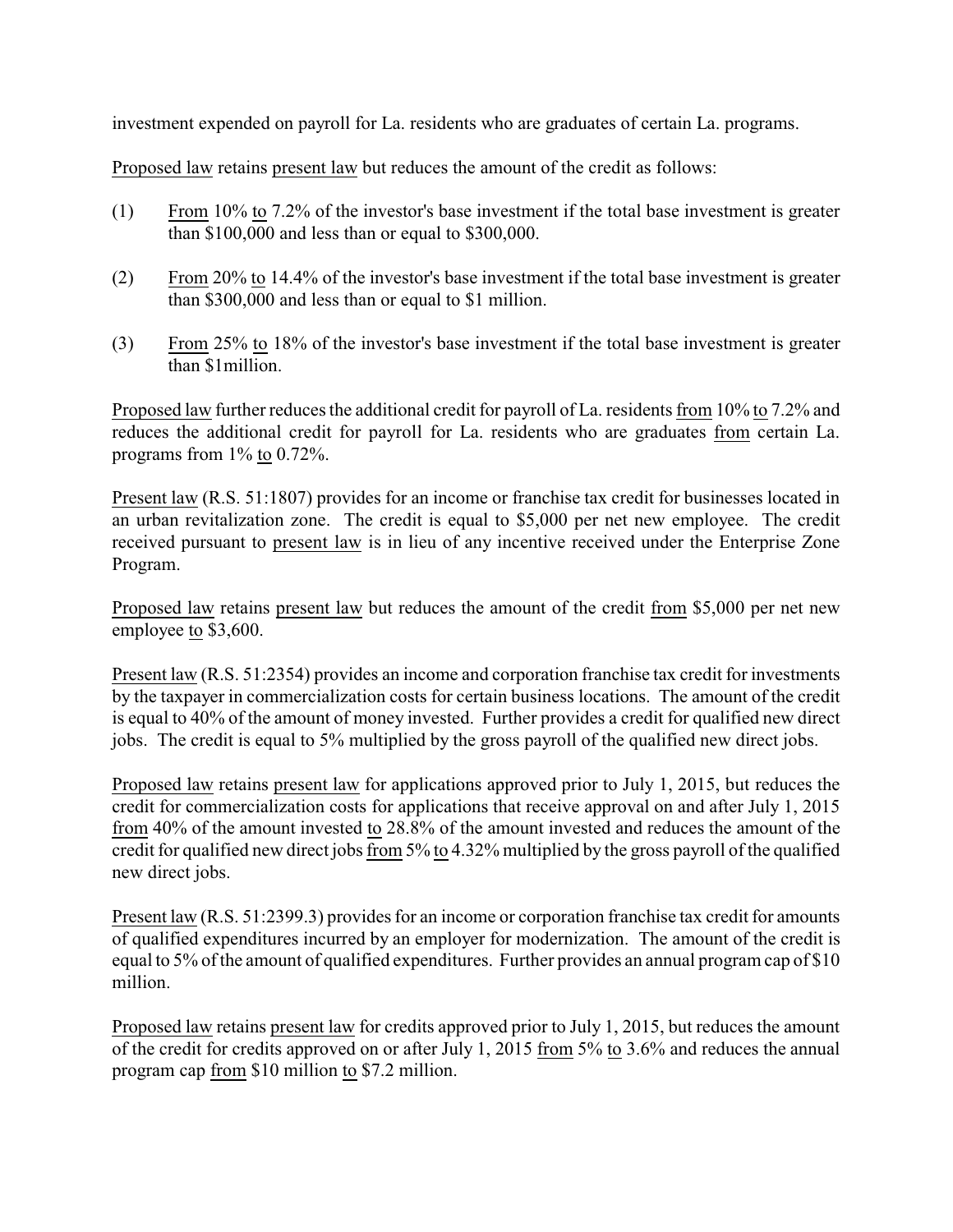investment expended on payroll for La. residents who are graduates of certain La. programs.

Proposed law retains present law but reduces the amount of the credit as follows:

(1) From 10% to 7.2% of the investor's base investment if the total base investment is greater than $100,000 and less than or equal to $300,000.

(2) From 20% to 14.4% of the investor's base investment if the total base investment is greater than $300,000 and less than or equal to $1 million.

(3) From 25% to 18% of the investor's base investment if the total base investment is greater than $1million.

Proposed law further reduces the additional credit for payroll of La. residents from 10% to 7.2% and reduces the additional credit for payroll for La. residents who are graduates from certain La. programs from 1% to 0.72%.

Present law (R.S. 51:1807) provides for an income or franchise tax credit for businesses located in an urban revitalization zone. The credit is equal to $5,000 per net new employee. The credit received pursuant to present law is in lieu of any incentive received under the Enterprise Zone Program.

Proposed law retains present law but reduces the amount of the credit from $5,000 per net new employee to $3,600.

Present law (R.S. 51:2354) provides an income and corporation franchise tax credit for investments by the taxpayer in commercialization costs for certain business locations. The amount of the credit is equal to 40% of the amount of money invested. Further provides a credit for qualified new direct jobs. The credit is equal to 5% multiplied by the gross payroll of the qualified new direct jobs.

Proposed law retains present law for applications approved prior to July 1, 2015, but reduces the credit for commercialization costs for applications that receive approval on and after July 1, 2015 from 40% of the amount invested to 28.8% of the amount invested and reduces the amount of the credit for qualified new direct jobs from 5% to 4.32% multiplied by the gross payroll of the qualified new direct jobs.

Present law (R.S. 51:2399.3) provides for an income or corporation franchise tax credit for amounts of qualified expenditures incurred by an employer for modernization. The amount of the credit is equal to 5% of the amount of qualified expenditures. Further provides an annual program cap of $10 million.

Proposed law retains present law for credits approved prior to July 1, 2015, but reduces the amount of the credit for credits approved on or after July 1, 2015 from 5% to 3.6% and reduces the annual program cap from $10 million to $7.2 million.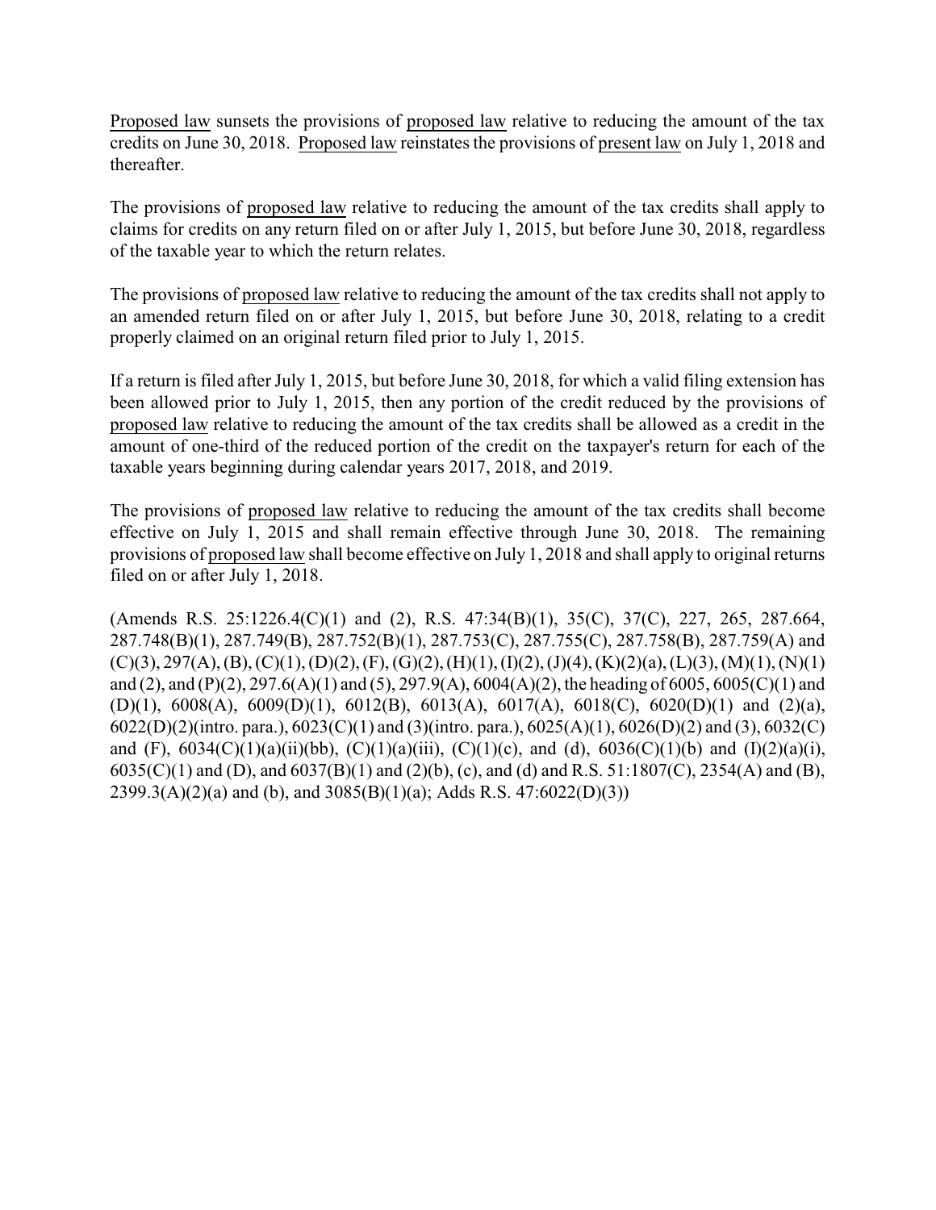Proposed law sunsets the provisions of proposed law relative to reducing the amount of the tax credits on June 30, 2018. Proposed law reinstates the provisions of present law on July 1, 2018 and thereafter.

The provisions of proposed law relative to reducing the amount of the tax credits shall apply to claims for credits on any return filed on or after July 1, 2015, but before June 30, 2018, regardless of the taxable year to which the return relates.

The provisions of proposed law relative to reducing the amount of the tax credits shall not apply to an amended return filed on or after July 1, 2015, but before June 30, 2018, relating to a credit properly claimed on an original return filed prior to July 1, 2015.

If a return is filed after July 1, 2015, but before June 30, 2018, for which a valid filing extension has been allowed prior to July 1, 2015, then any portion of the credit reduced by the provisions of proposed law relative to reducing the amount of the tax credits shall be allowed as a credit in the amount of one-third of the reduced portion of the credit on the taxpayer's return for each of the taxable years beginning during calendar years 2017, 2018, and 2019.

The provisions of proposed law relative to reducing the amount of the tax credits shall become effective on July 1, 2015 and shall remain effective through June 30, 2018. The remaining provisions of proposed law shall become effective on July 1, 2018 and shall apply to original returns filed on or after July 1, 2018.

(Amends R.S. 25:1226.4(C)(1) and (2), R.S. 47:34(B)(1), 35(C), 37(C), 227, 265, 287.664, 287.748(B)(1), 287.749(B), 287.752(B)(1), 287.753(C), 287.755(C), 287.758(B), 287.759(A) and (C)(3), 297(A), (B), (C)(1), (D)(2), (F), (G)(2), (H)(1), (I)(2), (J)(4), (K)(2)(a), (L)(3), (M)(1), (N)(1) and (2), and (P)(2), 297.6(A)(1) and (5), 297.9(A), 6004(A)(2), the heading of 6005, 6005(C)(1) and (D)(1), 6008(A), 6009(D)(1), 6012(B), 6013(A), 6017(A), 6018(C), 6020(D)(1) and (2)(a), 6022(D)(2)(intro. para.), 6023(C)(1) and (3)(intro. para.), 6025(A)(1), 6026(D)(2) and (3), 6032(C) and (F), 6034(C)(1)(a)(ii)(bb), (C)(1)(a)(iii), (C)(1)(c), and (d), 6036(C)(1)(b) and (I)(2)(a)(i), 6035(C)(1) and (D), and 6037(B)(1) and (2)(b), (c), and (d) and R.S. 51:1807(C), 2354(A) and (B), 2399.3(A)(2)(a) and (b), and 3085(B)(1)(a); Adds R.S. 47:6022(D)(3))